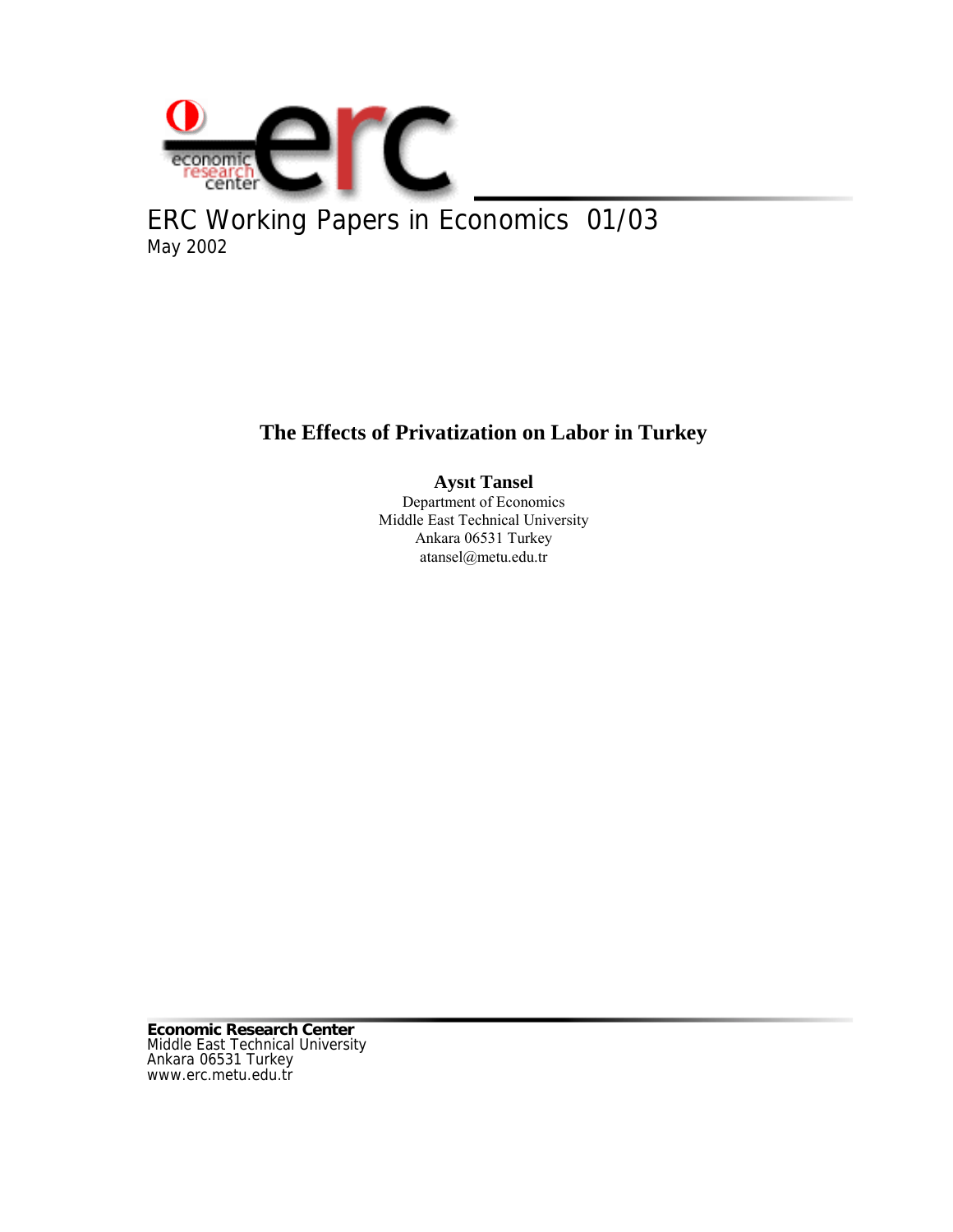ERC Working Papers in Economics 01/03
May 2002

# The Effects of Privatization on Labor in Turkey

**Aysıt Tansel**
Department of Economics
Middle East Technical University
Ankara 06531 Turkey
atansel@metu.edu.tr

**Economic Research Center**
Middle East Technical University
Ankara 06531 Turkey
www.erc.metu.edu.tr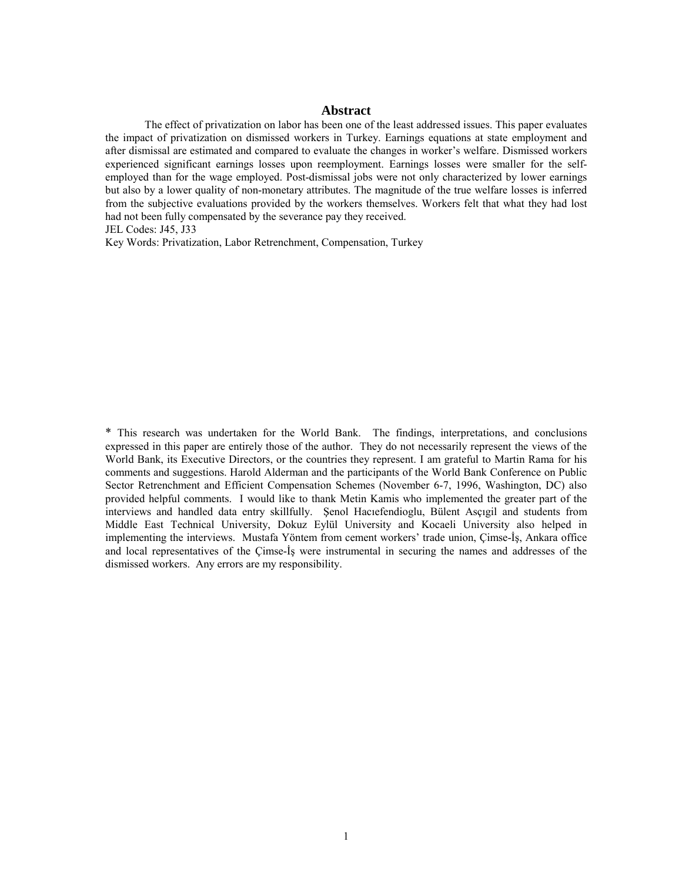## Abstract

The effect of privatization on labor has been one of the least addressed issues. This paper evaluates the impact of privatization on dismissed workers in Turkey. Earnings equations at state employment and after dismissal are estimated and compared to evaluate the changes in worker's welfare. Dismissed workers experienced significant earnings losses upon reemployment. Earnings losses were smaller for the self-employed than for the wage employed. Post-dismissal jobs were not only characterized by lower earnings but also by a lower quality of non-monetary attributes. The magnitude of the true welfare losses is inferred from the subjective evaluations provided by the workers themselves. Workers felt that what they had lost had not been fully compensated by the severance pay they received.

JEL Codes: J45, J33

Key Words: Privatization, Labor Retrenchment, Compensation, Turkey

* This research was undertaken for the World Bank. The findings, interpretations, and conclusions expressed in this paper are entirely those of the author. They do not necessarily represent the views of the World Bank, its Executive Directors, or the countries they represent. I am grateful to Martin Rama for his comments and suggestions. Harold Alderman and the participants of the World Bank Conference on Public Sector Retrenchment and Efficient Compensation Schemes (November 6-7, 1996, Washington, DC) also provided helpful comments. I would like to thank Metin Kamis who implemented the greater part of the interviews and handled data entry skillfully. Şenol Hacıefendioglu, Bülent Asçıgil and students from Middle East Technical University, Dokuz Eylül University and Kocaeli University also helped in implementing the interviews. Mustafa Yöntem from cement workers' trade union, Çimse-İş, Ankara office and local representatives of the Çimse-İş were instrumental in securing the names and addresses of the dismissed workers. Any errors are my responsibility.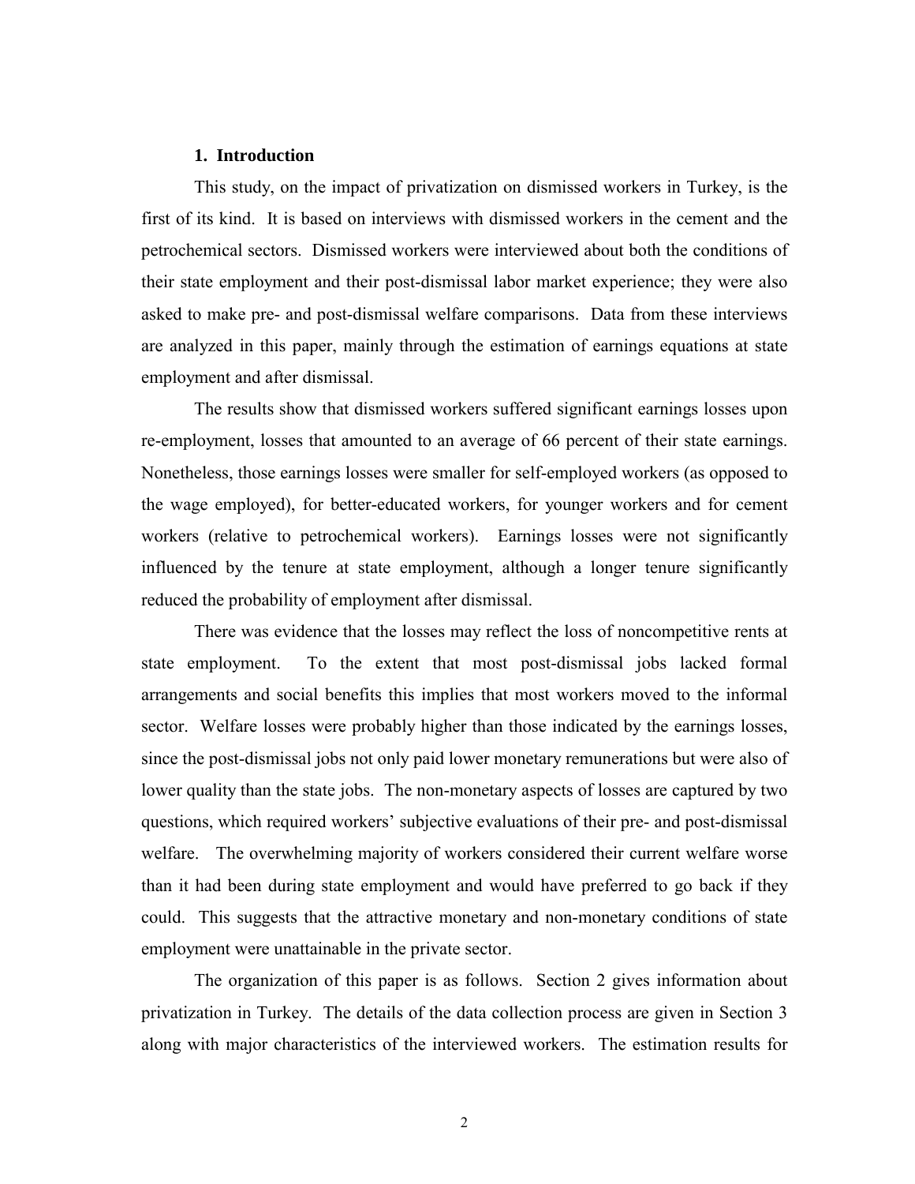## 1. Introduction

This study, on the impact of privatization on dismissed workers in Turkey, is the first of its kind. It is based on interviews with dismissed workers in the cement and the petrochemical sectors. Dismissed workers were interviewed about both the conditions of their state employment and their post-dismissal labor market experience; they were also asked to make pre- and post-dismissal welfare comparisons. Data from these interviews are analyzed in this paper, mainly through the estimation of earnings equations at state employment and after dismissal.

The results show that dismissed workers suffered significant earnings losses upon re-employment, losses that amounted to an average of 66 percent of their state earnings. Nonetheless, those earnings losses were smaller for self-employed workers (as opposed to the wage employed), for better-educated workers, for younger workers and for cement workers (relative to petrochemical workers). Earnings losses were not significantly influenced by the tenure at state employment, although a longer tenure significantly reduced the probability of employment after dismissal.

There was evidence that the losses may reflect the loss of noncompetitive rents at state employment. To the extent that most post-dismissal jobs lacked formal arrangements and social benefits this implies that most workers moved to the informal sector. Welfare losses were probably higher than those indicated by the earnings losses, since the post-dismissal jobs not only paid lower monetary remunerations but were also of lower quality than the state jobs. The non-monetary aspects of losses are captured by two questions, which required workers' subjective evaluations of their pre- and post-dismissal welfare. The overwhelming majority of workers considered their current welfare worse than it had been during state employment and would have preferred to go back if they could. This suggests that the attractive monetary and non-monetary conditions of state employment were unattainable in the private sector.

The organization of this paper is as follows. Section 2 gives information about privatization in Turkey. The details of the data collection process are given in Section 3 along with major characteristics of the interviewed workers. The estimation results for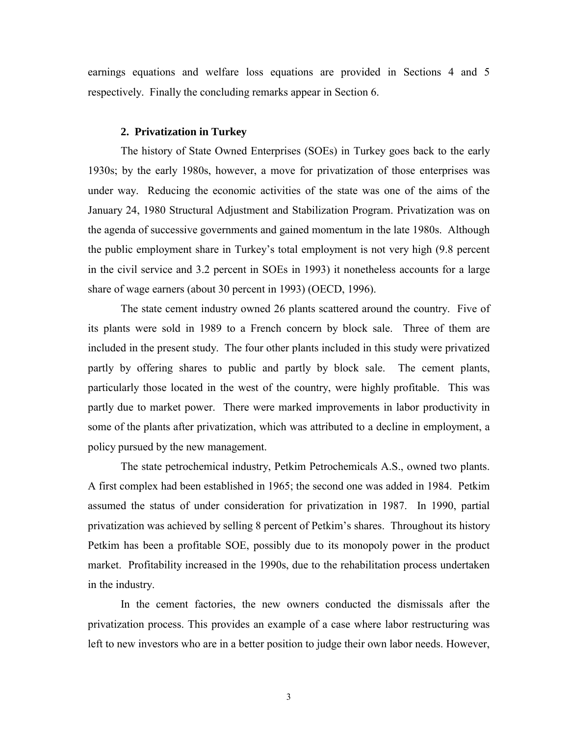earnings equations and welfare loss equations are provided in Sections 4 and 5 respectively. Finally the concluding remarks appear in Section 6.

## 2. Privatization in Turkey

The history of State Owned Enterprises (SOEs) in Turkey goes back to the early 1930s; by the early 1980s, however, a move for privatization of those enterprises was under way. Reducing the economic activities of the state was one of the aims of the January 24, 1980 Structural Adjustment and Stabilization Program. Privatization was on the agenda of successive governments and gained momentum in the late 1980s. Although the public employment share in Turkey's total employment is not very high (9.8 percent in the civil service and 3.2 percent in SOEs in 1993) it nonetheless accounts for a large share of wage earners (about 30 percent in 1993) (OECD, 1996).

The state cement industry owned 26 plants scattered around the country. Five of its plants were sold in 1989 to a French concern by block sale. Three of them are included in the present study. The four other plants included in this study were privatized partly by offering shares to public and partly by block sale. The cement plants, particularly those located in the west of the country, were highly profitable. This was partly due to market power. There were marked improvements in labor productivity in some of the plants after privatization, which was attributed to a decline in employment, a policy pursued by the new management.

The state petrochemical industry, Petkim Petrochemicals A.S., owned two plants. A first complex had been established in 1965; the second one was added in 1984. Petkim assumed the status of under consideration for privatization in 1987. In 1990, partial privatization was achieved by selling 8 percent of Petkim's shares. Throughout its history Petkim has been a profitable SOE, possibly due to its monopoly power in the product market. Profitability increased in the 1990s, due to the rehabilitation process undertaken in the industry.

In the cement factories, the new owners conducted the dismissals after the privatization process. This provides an example of a case where labor restructuring was left to new investors who are in a better position to judge their own labor needs. However,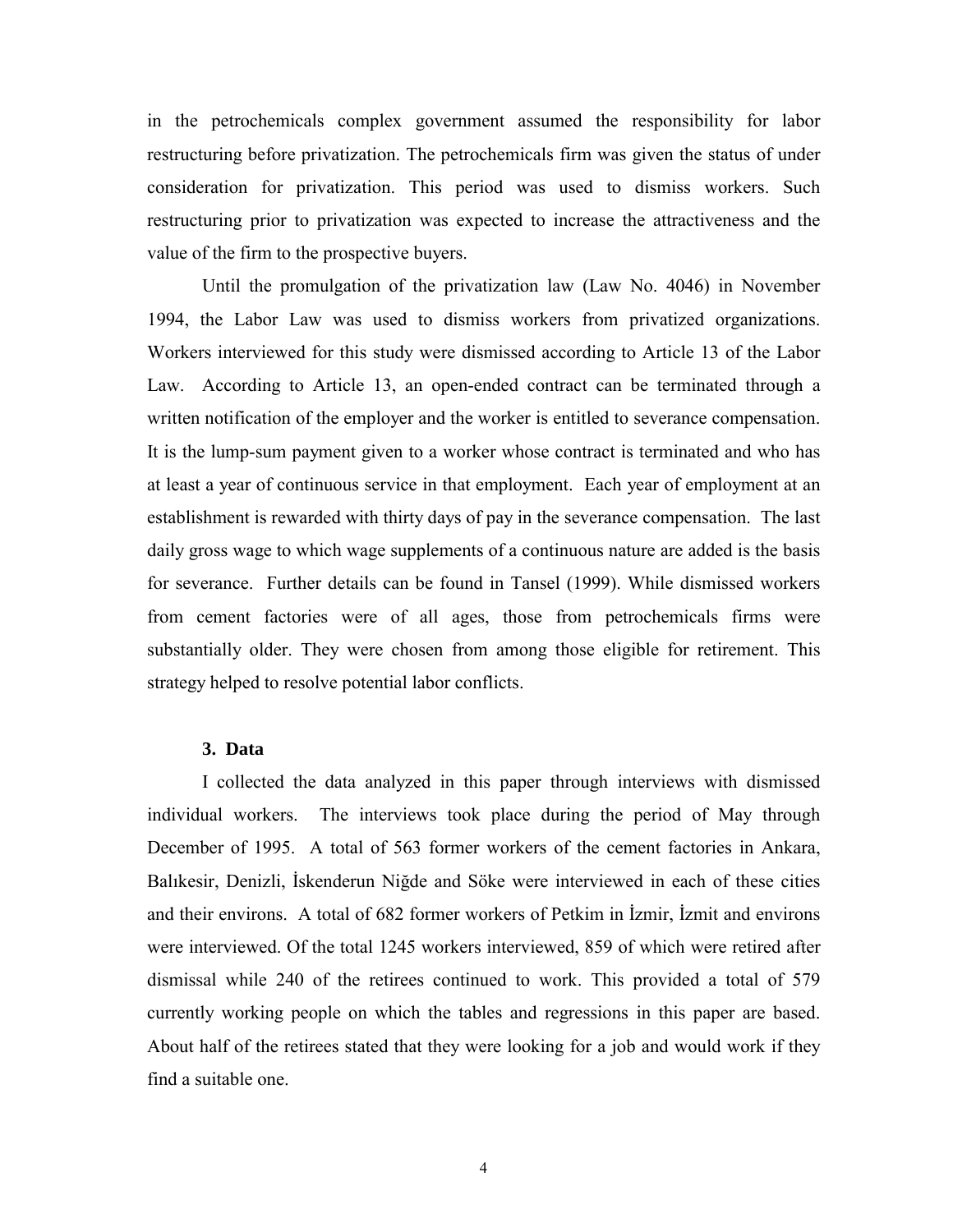in the petrochemicals complex government assumed the responsibility for labor restructuring before privatization. The petrochemicals firm was given the status of under consideration for privatization. This period was used to dismiss workers. Such restructuring prior to privatization was expected to increase the attractiveness and the value of the firm to the prospective buyers.

Until the promulgation of the privatization law (Law No. 4046) in November 1994, the Labor Law was used to dismiss workers from privatized organizations. Workers interviewed for this study were dismissed according to Article 13 of the Labor Law. According to Article 13, an open-ended contract can be terminated through a written notification of the employer and the worker is entitled to severance compensation. It is the lump-sum payment given to a worker whose contract is terminated and who has at least a year of continuous service in that employment. Each year of employment at an establishment is rewarded with thirty days of pay in the severance compensation. The last daily gross wage to which wage supplements of a continuous nature are added is the basis for severance. Further details can be found in Tansel (1999). While dismissed workers from cement factories were of all ages, those from petrochemicals firms were substantially older. They were chosen from among those eligible for retirement. This strategy helped to resolve potential labor conflicts.

### 3. Data

I collected the data analyzed in this paper through interviews with dismissed individual workers. The interviews took place during the period of May through December of 1995. A total of 563 former workers of the cement factories in Ankara, Balıkesir, Denizli, İskenderun Niğde and Söke were interviewed in each of these cities and their environs. A total of 682 former workers of Petkim in İzmir, İzmit and environs were interviewed. Of the total 1245 workers interviewed, 859 of which were retired after dismissal while 240 of the retirees continued to work. This provided a total of 579 currently working people on which the tables and regressions in this paper are based. About half of the retirees stated that they were looking for a job and would work if they find a suitable one.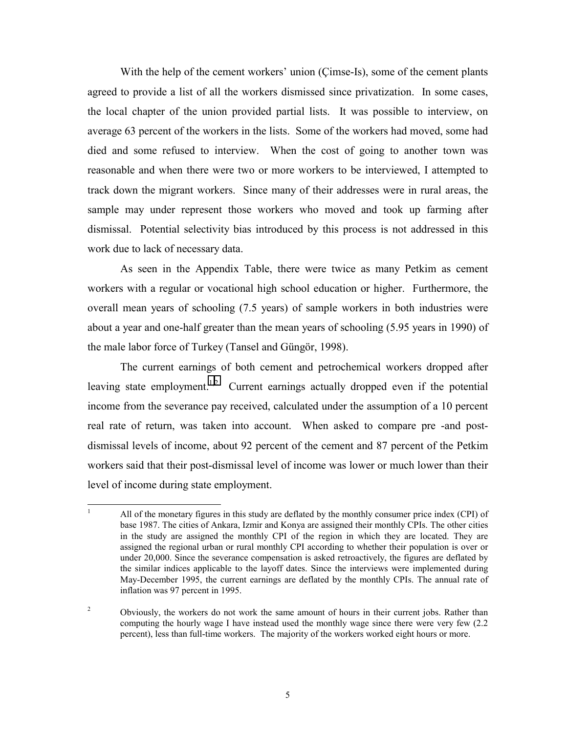With the help of the cement workers' union (Çimse-Is), some of the cement plants agreed to provide a list of all the workers dismissed since privatization. In some cases, the local chapter of the union provided partial lists. It was possible to interview, on average 63 percent of the workers in the lists. Some of the workers had moved, some had died and some refused to interview. When the cost of going to another town was reasonable and when there were two or more workers to be interviewed, I attempted to track down the migrant workers. Since many of their addresses were in rural areas, the sample may under represent those workers who moved and took up farming after dismissal. Potential selectivity bias introduced by this process is not addressed in this work due to lack of necessary data.

As seen in the Appendix Table, there were twice as many Petkim as cement workers with a regular or vocational high school education or higher. Furthermore, the overall mean years of schooling (7.5 years) of sample workers in both industries were about a year and one-half greater than the mean years of schooling (5.95 years in 1990) of the male labor force of Turkey (Tansel and Güngör, 1998).

The current earnings of both cement and petrochemical workers dropped after leaving state employment.[1,2] Current earnings actually dropped even if the potential income from the severance pay received, calculated under the assumption of a 10 percent real rate of return, was taken into account. When asked to compare pre -and post-dismissal levels of income, about 92 percent of the cement and 87 percent of the Petkim workers said that their post-dismissal level of income was lower or much lower than their level of income during state employment.

---

[1] All of the monetary figures in this study are deflated by the monthly consumer price index (CPI) of base 1987. The cities of Ankara, Izmir and Konya are assigned their monthly CPIs. The other cities in the study are assigned the monthly CPI of the region in which they are located. They are assigned the regional urban or rural monthly CPI according to whether their population is over or under 20,000. Since the severance compensation is asked retroactively, the figures are deflated by the similar indices applicable to the layoff dates. Since the interviews were implemented during May-December 1995, the current earnings are deflated by the monthly CPIs. The annual rate of inflation was 97 percent in 1995.

[2] Obviously, the workers do not work the same amount of hours in their current jobs. Rather than computing the hourly wage I have instead used the monthly wage since there were very few (2.2 percent), less than full-time workers. The majority of the workers worked eight hours or more.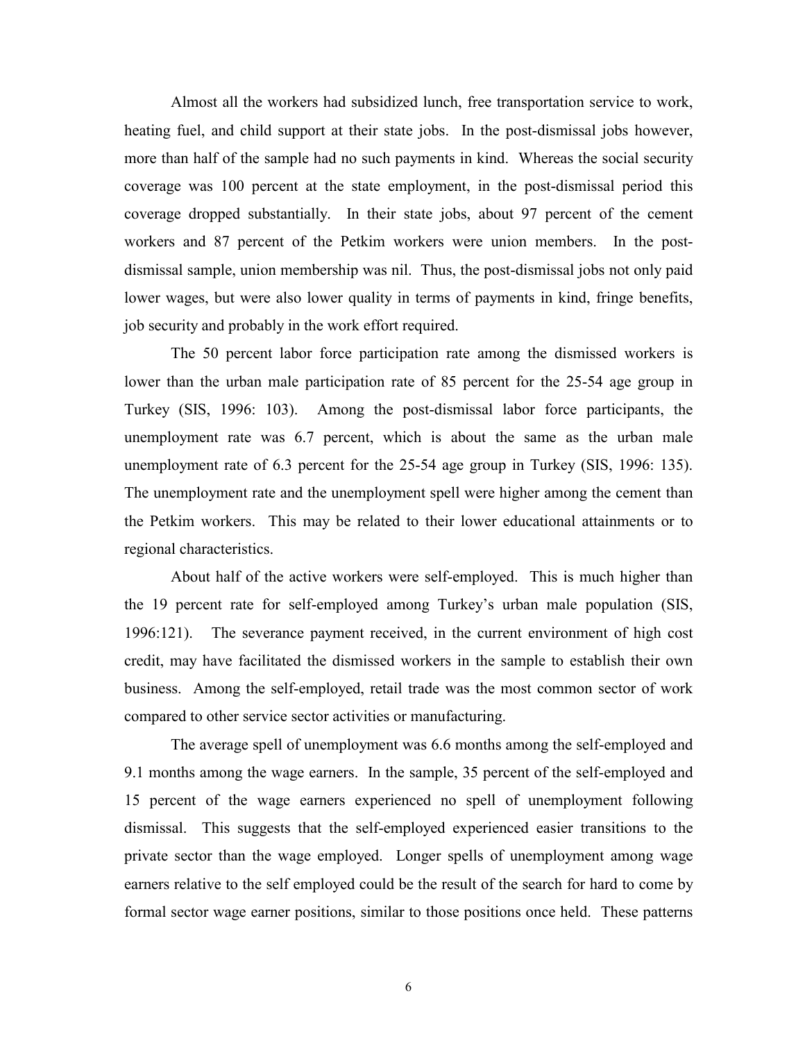Almost all the workers had subsidized lunch, free transportation service to work, heating fuel, and child support at their state jobs. In the post-dismissal jobs however, more than half of the sample had no such payments in kind. Whereas the social security coverage was 100 percent at the state employment, in the post-dismissal period this coverage dropped substantially. In their state jobs, about 97 percent of the cement workers and 87 percent of the Petkim workers were union members. In the post-dismissal sample, union membership was nil. Thus, the post-dismissal jobs not only paid lower wages, but were also lower quality in terms of payments in kind, fringe benefits, job security and probably in the work effort required.

The 50 percent labor force participation rate among the dismissed workers is lower than the urban male participation rate of 85 percent for the 25-54 age group in Turkey (SIS, 1996: 103). Among the post-dismissal labor force participants, the unemployment rate was 6.7 percent, which is about the same as the urban male unemployment rate of 6.3 percent for the 25-54 age group in Turkey (SIS, 1996: 135). The unemployment rate and the unemployment spell were higher among the cement than the Petkim workers. This may be related to their lower educational attainments or to regional characteristics.

About half of the active workers were self-employed. This is much higher than the 19 percent rate for self-employed among Turkey's urban male population (SIS, 1996:121). The severance payment received, in the current environment of high cost credit, may have facilitated the dismissed workers in the sample to establish their own business. Among the self-employed, retail trade was the most common sector of work compared to other service sector activities or manufacturing.

The average spell of unemployment was 6.6 months among the self-employed and 9.1 months among the wage earners. In the sample, 35 percent of the self-employed and 15 percent of the wage earners experienced no spell of unemployment following dismissal. This suggests that the self-employed experienced easier transitions to the private sector than the wage employed. Longer spells of unemployment among wage earners relative to the self employed could be the result of the search for hard to come by formal sector wage earner positions, similar to those positions once held. These patterns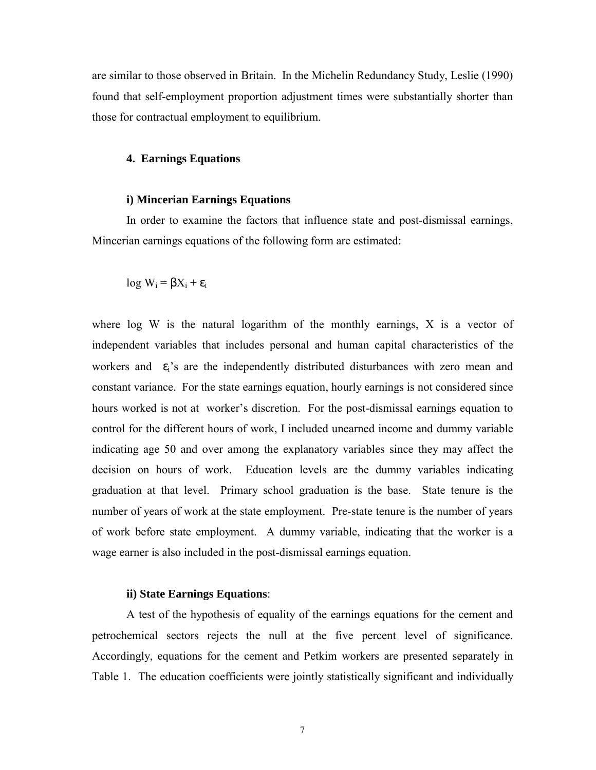are similar to those observed in Britain. In the Michelin Redundancy Study, Leslie (1990) found that self-employment proportion adjustment times were substantially shorter than those for contractual employment to equilibrium.

## 4. Earnings Equations

### i) Mincerian Earnings Equations

In order to examine the factors that influence state and post-dismissal earnings, Mincerian earnings equations of the following form are estimated:

$$\log W_i = \beta X_i + \varepsilon_i$$

where log W is the natural logarithm of the monthly earnings, X is a vector of independent variables that includes personal and human capital characteristics of the workers and $\varepsilon_i$'s are the independently distributed disturbances with zero mean and constant variance. For the state earnings equation, hourly earnings is not considered since hours worked is not at worker's discretion. For the post-dismissal earnings equation to control for the different hours of work, I included unearned income and dummy variable indicating age 50 and over among the explanatory variables since they may affect the decision on hours of work. Education levels are the dummy variables indicating graduation at that level. Primary school graduation is the base. State tenure is the number of years of work at the state employment. Pre-state tenure is the number of years of work before state employment. A dummy variable, indicating that the worker is a wage earner is also included in the post-dismissal earnings equation.

### ii) State Earnings Equations:

A test of the hypothesis of equality of the earnings equations for the cement and petrochemical sectors rejects the null at the five percent level of significance. Accordingly, equations for the cement and Petkim workers are presented separately in Table 1. The education coefficients were jointly statistically significant and individually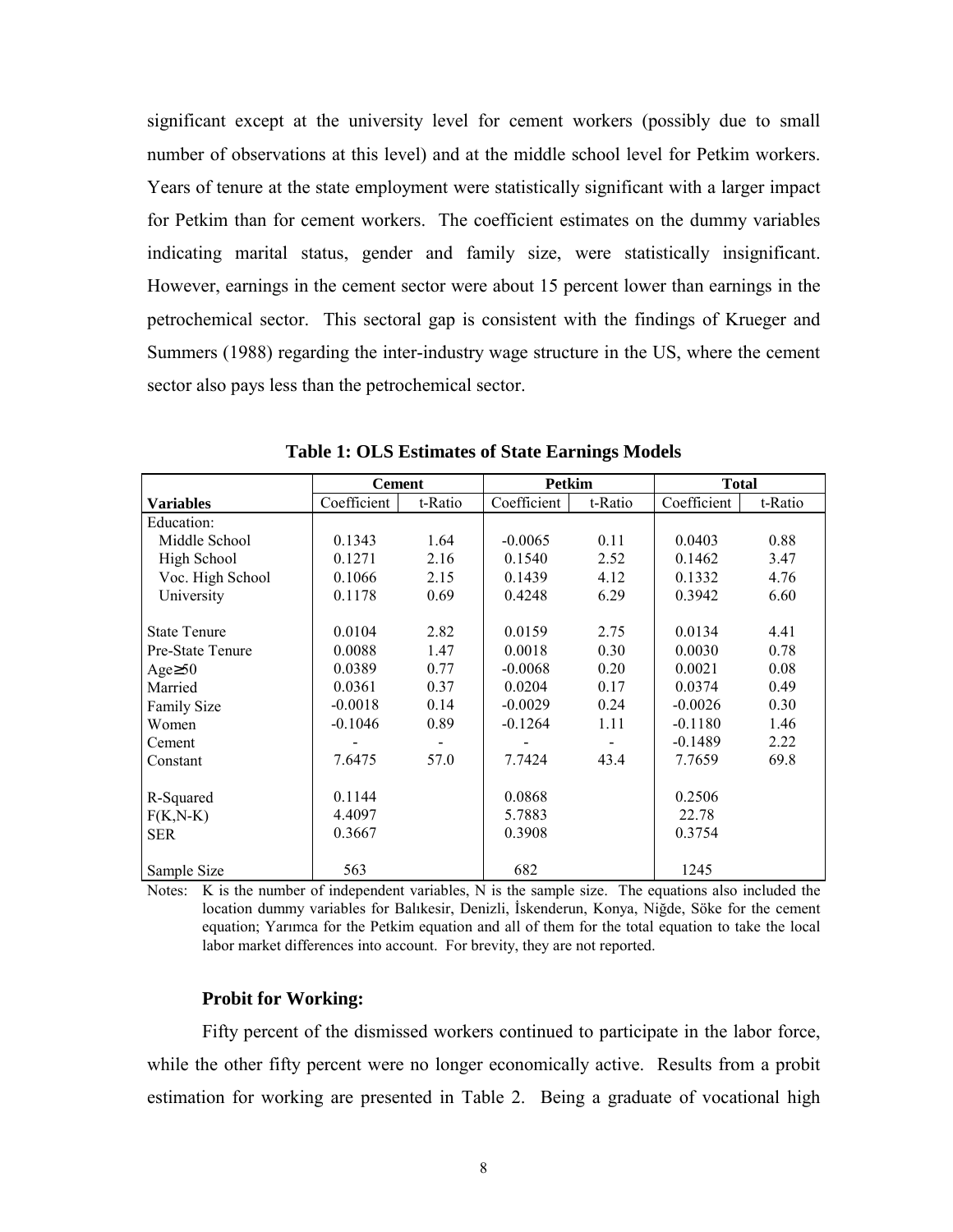significant except at the university level for cement workers (possibly due to small number of observations at this level) and at the middle school level for Petkim workers. Years of tenure at the state employment were statistically significant with a larger impact for Petkim than for cement workers. The coefficient estimates on the dummy variables indicating marital status, gender and family size, were statistically insignificant. However, earnings in the cement sector were about 15 percent lower than earnings in the petrochemical sector. This sectoral gap is consistent with the findings of Krueger and Summers (1988) regarding the inter-industry wage structure in the US, where the cement sector also pays less than the petrochemical sector.

**Table 1: OLS Estimates of State Earnings Models**

| | Cement | | Petkim | | Total | |
|---|---|---|---|---|---|---|
| **Variables** | Coefficient | t-Ratio | Coefficient | t-Ratio | Coefficient | t-Ratio |
| Education: | | | | | | |
| Middle School | 0.1343 | 1.64 | -0.0065 | 0.11 | 0.0403 | 0.88 |
| High School | 0.1271 | 2.16 | 0.1540 | 2.52 | 0.1462 | 3.47 |
| Voc. High School | 0.1066 | 2.15 | 0.1439 | 4.12 | 0.1332 | 4.76 |
| University | 0.1178 | 0.69 | 0.4248 | 6.29 | 0.3942 | 6.60 |
| State Tenure | 0.0104 | 2.82 | 0.0159 | 2.75 | 0.0134 | 4.41 |
| Pre-State Tenure | 0.0088 | 1.47 | 0.0018 | 0.30 | 0.0030 | 0.78 |
| Age≥50 | 0.0389 | 0.77 | -0.0068 | 0.20 | 0.0021 | 0.08 |
| Married | 0.0361 | 0.37 | 0.0204 | 0.17 | 0.0374 | 0.49 |
| Family Size | -0.0018 | 0.14 | -0.0029 | 0.24 | -0.0026 | 0.30 |
| Women | -0.1046 | 0.89 | -0.1264 | 1.11 | -0.1180 | 1.46 |
| Cement | - | - | - | - | -0.1489 | 2.22 |
| Constant | 7.6475 | 57.0 | 7.7424 | 43.4 | 7.7659 | 69.8 |
| R-Squared | 0.1144 | | 0.0868 | | 0.2506 | |
| F(K,N-K) | 4.4097 | | 5.7883 | | 22.78 | |
| SER | 0.3667 | | 0.3908 | | 0.3754 | |
| Sample Size | 563 | | 682 | | 1245 | |

Notes: K is the number of independent variables, N is the sample size. The equations also included the location dummy variables for Balıkesir, Denizli, İskenderun, Konya, Niğde, Söke for the cement equation; Yarımca for the Petkim equation and all of them for the total equation to take the local labor market differences into account. For brevity, they are not reported.

**Probit for Working:**

Fifty percent of the dismissed workers continued to participate in the labor force, while the other fifty percent were no longer economically active. Results from a probit estimation for working are presented in Table 2. Being a graduate of vocational high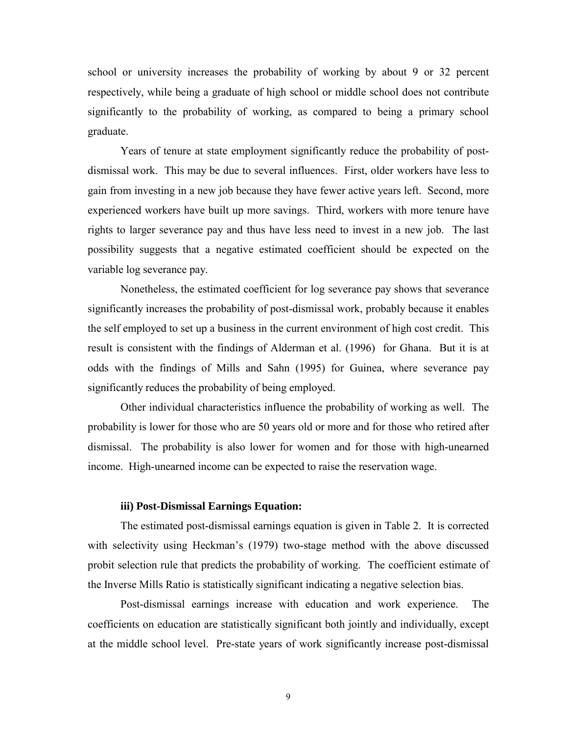school or university increases the probability of working by about 9 or 32 percent respectively, while being a graduate of high school or middle school does not contribute significantly to the probability of working, as compared to being a primary school graduate.

Years of tenure at state employment significantly reduce the probability of post-dismissal work. This may be due to several influences. First, older workers have less to gain from investing in a new job because they have fewer active years left. Second, more experienced workers have built up more savings. Third, workers with more tenure have rights to larger severance pay and thus have less need to invest in a new job. The last possibility suggests that a negative estimated coefficient should be expected on the variable log severance pay.

Nonetheless, the estimated coefficient for log severance pay shows that severance significantly increases the probability of post-dismissal work, probably because it enables the self employed to set up a business in the current environment of high cost credit. This result is consistent with the findings of Alderman et al. (1996) for Ghana. But it is at odds with the findings of Mills and Sahn (1995) for Guinea, where severance pay significantly reduces the probability of being employed.

Other individual characteristics influence the probability of working as well. The probability is lower for those who are 50 years old or more and for those who retired after dismissal. The probability is also lower for women and for those with high-unearned income. High-unearned income can be expected to raise the reservation wage.

### iii) Post-Dismissal Earnings Equation:

The estimated post-dismissal earnings equation is given in Table 2. It is corrected with selectivity using Heckman's (1979) two-stage method with the above discussed probit selection rule that predicts the probability of working. The coefficient estimate of the Inverse Mills Ratio is statistically significant indicating a negative selection bias.

Post-dismissal earnings increase with education and work experience. The coefficients on education are statistically significant both jointly and individually, except at the middle school level. Pre-state years of work significantly increase post-dismissal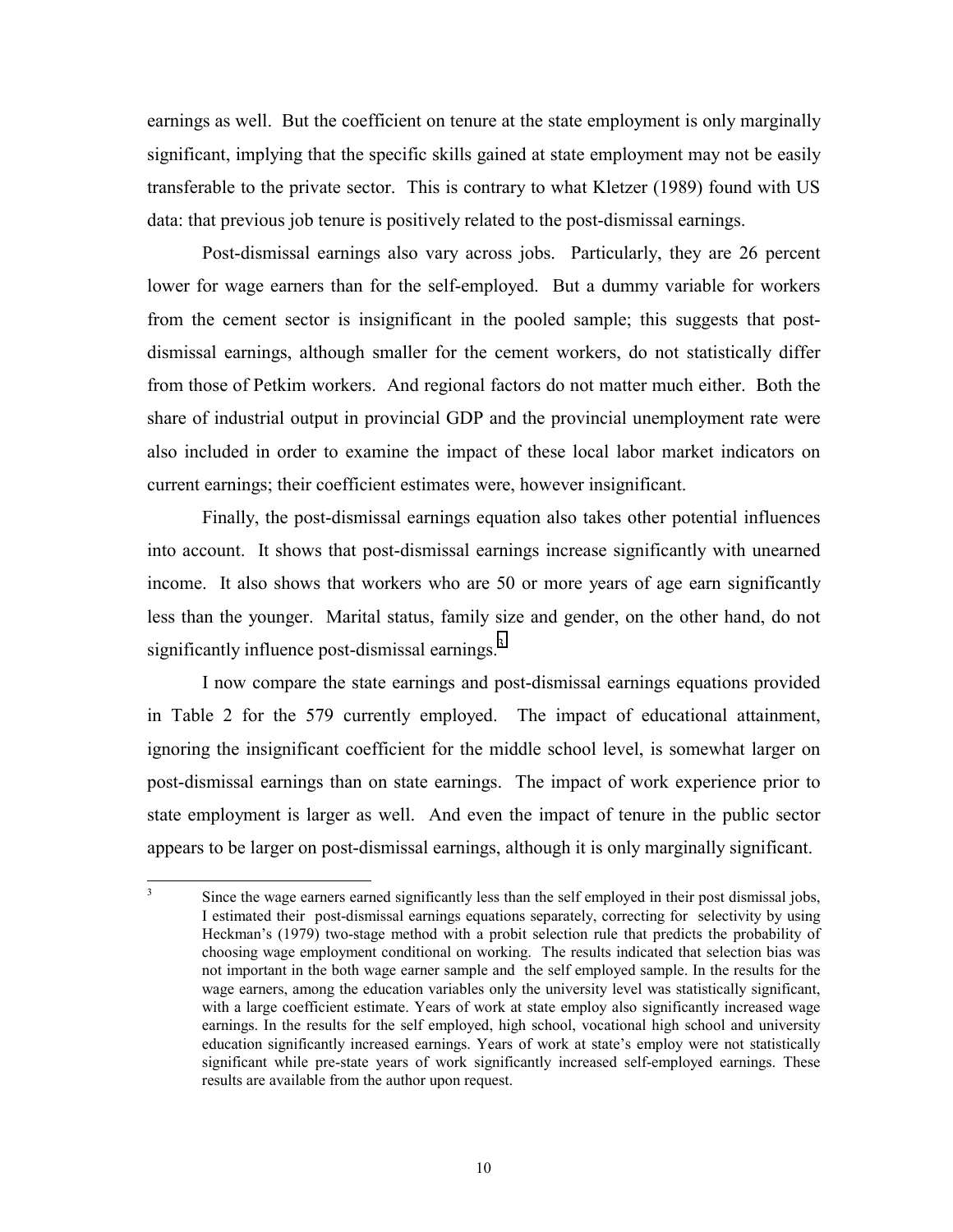earnings as well. But the coefficient on tenure at the state employment is only marginally significant, implying that the specific skills gained at state employment may not be easily transferable to the private sector. This is contrary to what Kletzer (1989) found with US data: that previous job tenure is positively related to the post-dismissal earnings.

Post-dismissal earnings also vary across jobs. Particularly, they are 26 percent lower for wage earners than for the self-employed. But a dummy variable for workers from the cement sector is insignificant in the pooled sample; this suggests that post-dismissal earnings, although smaller for the cement workers, do not statistically differ from those of Petkim workers. And regional factors do not matter much either. Both the share of industrial output in provincial GDP and the provincial unemployment rate were also included in order to examine the impact of these local labor market indicators on current earnings; their coefficient estimates were, however insignificant.

Finally, the post-dismissal earnings equation also takes other potential influences into account. It shows that post-dismissal earnings increase significantly with unearned income. It also shows that workers who are 50 or more years of age earn significantly less than the younger. Marital status, family size and gender, on the other hand, do not significantly influence post-dismissal earnings.[3]

I now compare the state earnings and post-dismissal earnings equations provided in Table 2 for the 579 currently employed. The impact of educational attainment, ignoring the insignificant coefficient for the middle school level, is somewhat larger on post-dismissal earnings than on state earnings. The impact of work experience prior to state employment is larger as well. And even the impact of tenure in the public sector appears to be larger on post-dismissal earnings, although it is only marginally significant.

[3] Since the wage earners earned significantly less than the self employed in their post dismissal jobs, I estimated their post-dismissal earnings equations separately, correcting for selectivity by using Heckman's (1979) two-stage method with a probit selection rule that predicts the probability of choosing wage employment conditional on working. The results indicated that selection bias was not important in the both wage earner sample and the self employed sample. In the results for the wage earners, among the education variables only the university level was statistically significant, with a large coefficient estimate. Years of work at state employ also significantly increased wage earnings. In the results for the self employed, high school, vocational high school and university education significantly increased earnings. Years of work at state's employ were not statistically significant while pre-state years of work significantly increased self-employed earnings. These results are available from the author upon request.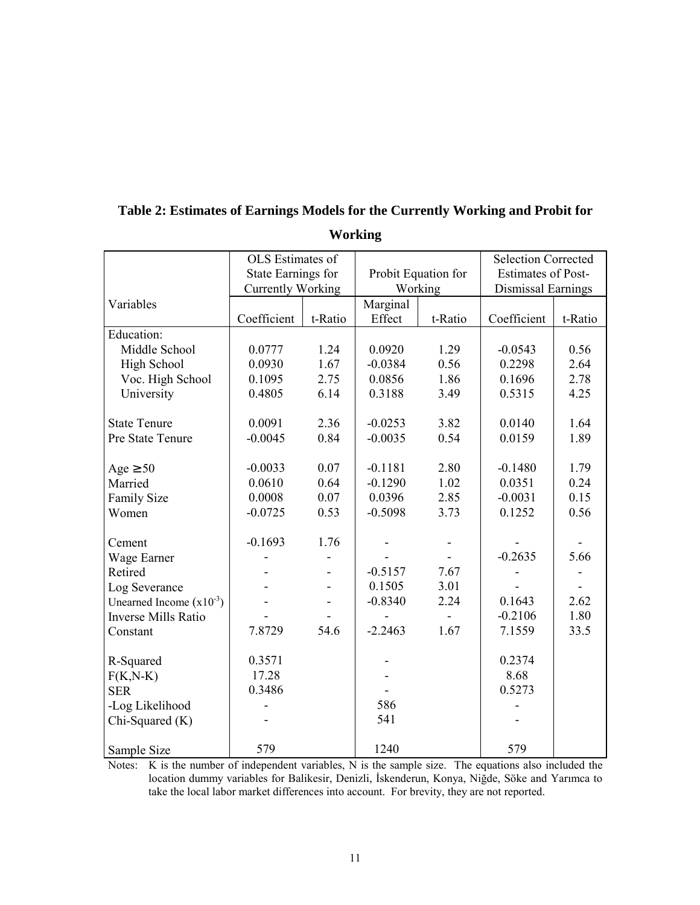**Table 2: Estimates of Earnings Models for the Currently Working and Probit for Working**

| Variables | OLS Estimates of State Earnings for Currently Working | | Probit Equation for Working | | Selection Corrected Estimates of Post-Dismissal Earnings | |
|---|---|---|---|---|---|---|
| | Coefficient | t-Ratio | Marginal Effect | t-Ratio | Coefficient | t-Ratio |
| Education: | | | | | | |
| Middle School | 0.0777 | 1.24 | 0.0920 | 1.29 | -0.0543 | 0.56 |
| High School | 0.0930 | 1.67 | -0.0384 | 0.56 | 0.2298 | 2.64 |
| Voc. High School | 0.1095 | 2.75 | 0.0856 | 1.86 | 0.1696 | 2.78 |
| University | 0.4805 | 6.14 | 0.3188 | 3.49 | 0.5315 | 4.25 |
| State Tenure | 0.0091 | 2.36 | -0.0253 | 3.82 | 0.0140 | 1.64 |
| Pre State Tenure | -0.0045 | 0.84 | -0.0035 | 0.54 | 0.0159 | 1.89 |
| Age $\geq 50$ | -0.0033 | 0.07 | -0.1181 | 2.80 | -0.1480 | 1.79 |
| Married | 0.0610 | 0.64 | -0.1290 | 1.02 | 0.0351 | 0.24 |
| Family Size | 0.0008 | 0.07 | 0.0396 | 2.85 | -0.0031 | 0.15 |
| Women | -0.0725 | 0.53 | -0.5098 | 3.73 | 0.1252 | 0.56 |
| Cement | -0.1693 | 1.76 | - | - | - | - |
| Wage Earner | - | - | - | - | -0.2635 | 5.66 |
| Retired | - | - | -0.5157 | 7.67 | - | - |
| Log Severance | - | - | 0.1505 | 3.01 | - | - |
| Unearned Income ($x10^{-3}$) | - | - | -0.8340 | 2.24 | 0.1643 | 2.62 |
| Inverse Mills Ratio | - | - | - | - | -0.2106 | 1.80 |
| Constant | 7.8729 | 54.6 | -2.2463 | 1.67 | 7.1559 | 33.5 |
| R-Squared | 0.3571 | | - | | 0.2374 | |
| F(K,N-K) | 17.28 | | - | | 8.68 | |
| SER | 0.3486 | | - | | 0.5273 | |
| -Log Likelihood | - | | 586 | | - | |
| Chi-Squared (K) | - | | 541 | | - | |
| Sample Size | 579 | | 1240 | | 579 | |

Notes: K is the number of independent variables, N is the sample size. The equations also included the location dummy variables for Balikesir, Denizli, İskenderun, Konya, Niğde, Söke and Yarımca to take the local labor market differences into account. For brevity, they are not reported.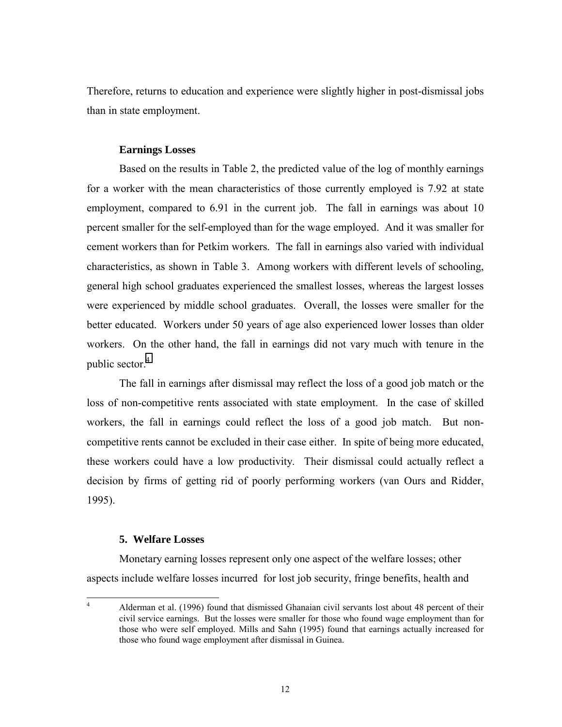Therefore, returns to education and experience were slightly higher in post-dismissal jobs than in state employment.

### Earnings Losses

Based on the results in Table 2, the predicted value of the log of monthly earnings for a worker with the mean characteristics of those currently employed is 7.92 at state employment, compared to 6.91 in the current job. The fall in earnings was about 10 percent smaller for the self-employed than for the wage employed. And it was smaller for cement workers than for Petkim workers. The fall in earnings also varied with individual characteristics, as shown in Table 3. Among workers with different levels of schooling, general high school graduates experienced the smallest losses, whereas the largest losses were experienced by middle school graduates. Overall, the losses were smaller for the better educated. Workers under 50 years of age also experienced lower losses than older workers. On the other hand, the fall in earnings did not vary much with tenure in the public sector.[4]

The fall in earnings after dismissal may reflect the loss of a good job match or the loss of non-competitive rents associated with state employment. In the case of skilled workers, the fall in earnings could reflect the loss of a good job match. But non-competitive rents cannot be excluded in their case either. In spite of being more educated, these workers could have a low productivity. Their dismissal could actually reflect a decision by firms of getting rid of poorly performing workers (van Ours and Ridder, 1995).

## 5. Welfare Losses

Monetary earning losses represent only one aspect of the welfare losses; other aspects include welfare losses incurred for lost job security, fringe benefits, health and

[4] Alderman et al. (1996) found that dismissed Ghanaian civil servants lost about 48 percent of their civil service earnings. But the losses were smaller for those who found wage employment than for those who were self employed. Mills and Sahn (1995) found that earnings actually increased for those who found wage employment after dismissal in Guinea.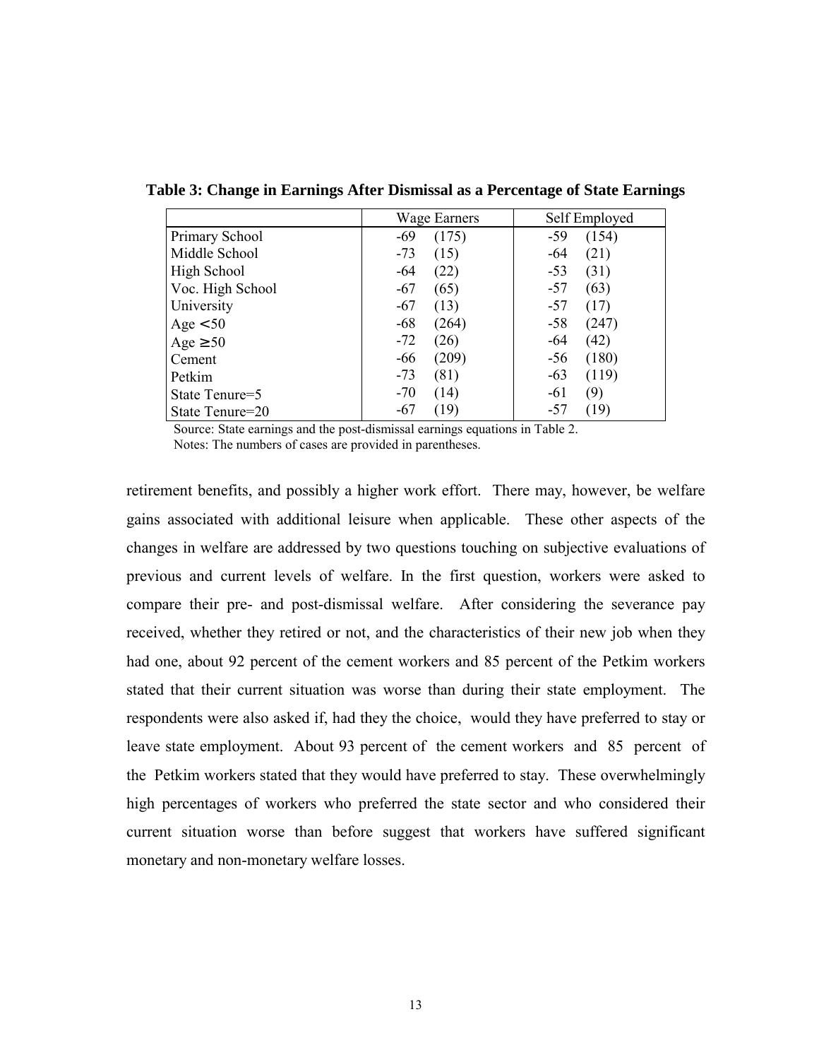**Table 3: Change in Earnings After Dismissal as a Percentage of State Earnings**

| | Wage Earners | Self Employed |
|---|---|---|
| Primary School | -69 (175) | -59 (154) |
| Middle School | -73 (15) | -64 (21) |
| High School | -64 (22) | -53 (31) |
| Voc. High School | -67 (65) | -57 (63) |
| University | -67 (13) | -57 (17) |
| Age $< 50$ | -68 (264) | -58 (247) |
| Age $\geq 50$ | -72 (26) | -64 (42) |
| Cement | -66 (209) | -56 (180) |
| Petkim | -73 (81) | -63 (119) |
| State Tenure=5 | -70 (14) | -61 (9) |
| State Tenure=20 | -67 (19) | -57 (19) |

Source: State earnings and the post-dismissal earnings equations in Table 2.
Notes: The numbers of cases are provided in parentheses.

retirement benefits, and possibly a higher work effort. There may, however, be welfare gains associated with additional leisure when applicable. These other aspects of the changes in welfare are addressed by two questions touching on subjective evaluations of previous and current levels of welfare. In the first question, workers were asked to compare their pre- and post-dismissal welfare. After considering the severance pay received, whether they retired or not, and the characteristics of their new job when they had one, about 92 percent of the cement workers and 85 percent of the Petkim workers stated that their current situation was worse than during their state employment. The respondents were also asked if, had they the choice, would they have preferred to stay or leave state employment. About 93 percent of the cement workers and 85 percent of the Petkim workers stated that they would have preferred to stay. These overwhelmingly high percentages of workers who preferred the state sector and who considered their current situation worse than before suggest that workers have suffered significant monetary and non-monetary welfare losses.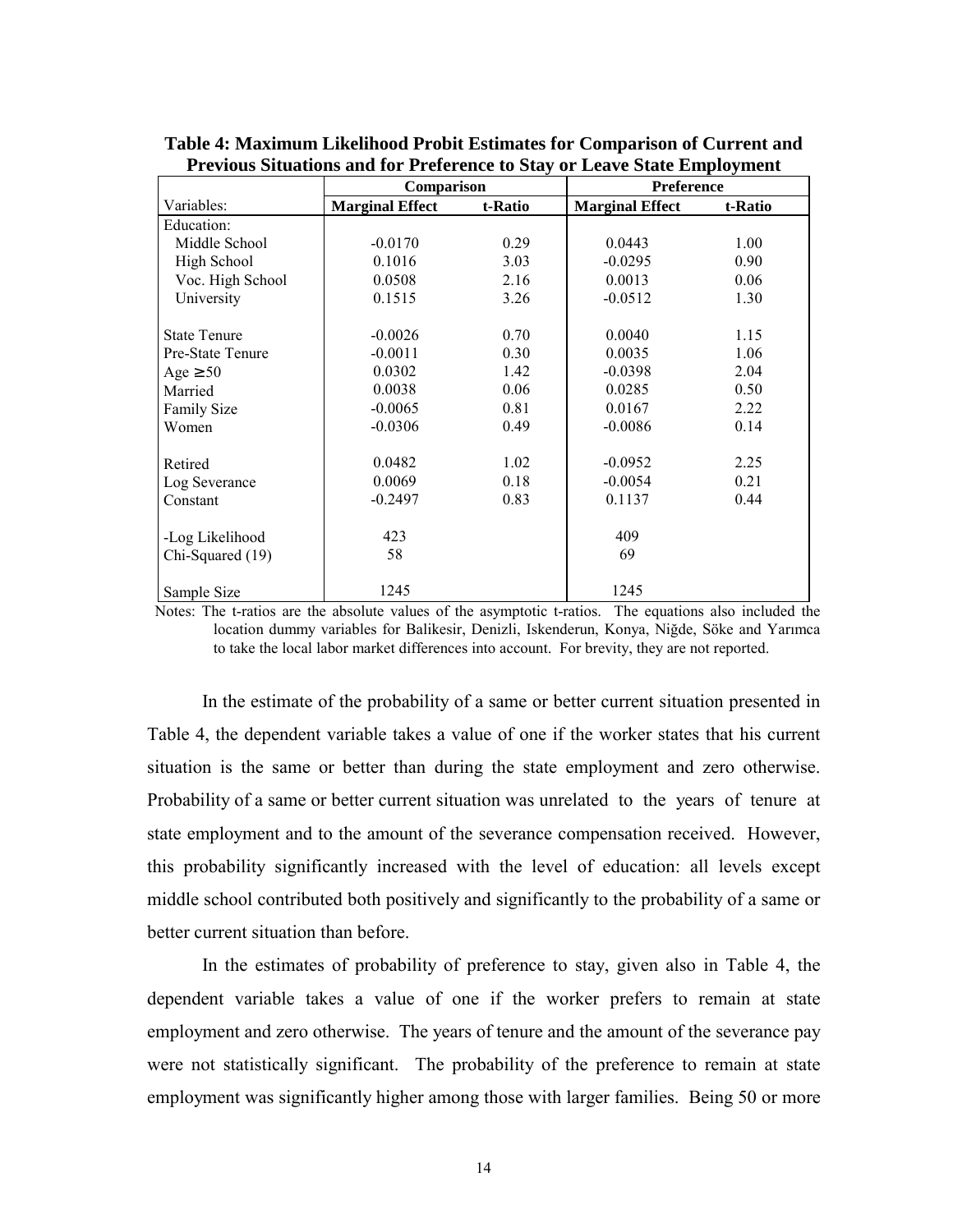**Table 4: Maximum Likelihood Probit Estimates for Comparison of Current and Previous Situations and for Preference to Stay or Leave State Employment**

| | Comparison | | Preference | |
|---|---|---|---|---|
| Variables: | **Marginal Effect** | **t-Ratio** | **Marginal Effect** | **t-Ratio** |
| Education: | | | | |
| Middle School | -0.0170 | 0.29 | 0.0443 | 1.00 |
| High School | 0.1016 | 3.03 | -0.0295 | 0.90 |
| Voc. High School | 0.0508 | 2.16 | 0.0013 | 0.06 |
| University | 0.1515 | 3.26 | -0.0512 | 1.30 |
| State Tenure | -0.0026 | 0.70 | 0.0040 | 1.15 |
| Pre-State Tenure | -0.0011 | 0.30 | 0.0035 | 1.06 |
| Age ≥50 | 0.0302 | 1.42 | -0.0398 | 2.04 |
| Married | 0.0038 | 0.06 | 0.0285 | 0.50 |
| Family Size | -0.0065 | 0.81 | 0.0167 | 2.22 |
| Women | -0.0306 | 0.49 | -0.0086 | 0.14 |
| Retired | 0.0482 | 1.02 | -0.0952 | 2.25 |
| Log Severance | 0.0069 | 0.18 | -0.0054 | 0.21 |
| Constant | -0.2497 | 0.83 | 0.1137 | 0.44 |
| -Log Likelihood | 423 | | 409 | |
| Chi-Squared (19) | 58 | | 69 | |
| Sample Size | 1245 | | 1245 | |

Notes: The t-ratios are the absolute values of the asymptotic t-ratios. The equations also included the location dummy variables for Balikesir, Denizli, Iskenderun, Konya, Niğde, Söke and Yarımca to take the local labor market differences into account. For brevity, they are not reported.

In the estimate of the probability of a same or better current situation presented in Table 4, the dependent variable takes a value of one if the worker states that his current situation is the same or better than during the state employment and zero otherwise. Probability of a same or better current situation was unrelated to the years of tenure at state employment and to the amount of the severance compensation received. However, this probability significantly increased with the level of education: all levels except middle school contributed both positively and significantly to the probability of a same or better current situation than before.

In the estimates of probability of preference to stay, given also in Table 4, the dependent variable takes a value of one if the worker prefers to remain at state employment and zero otherwise. The years of tenure and the amount of the severance pay were not statistically significant. The probability of the preference to remain at state employment was significantly higher among those with larger families. Being 50 or more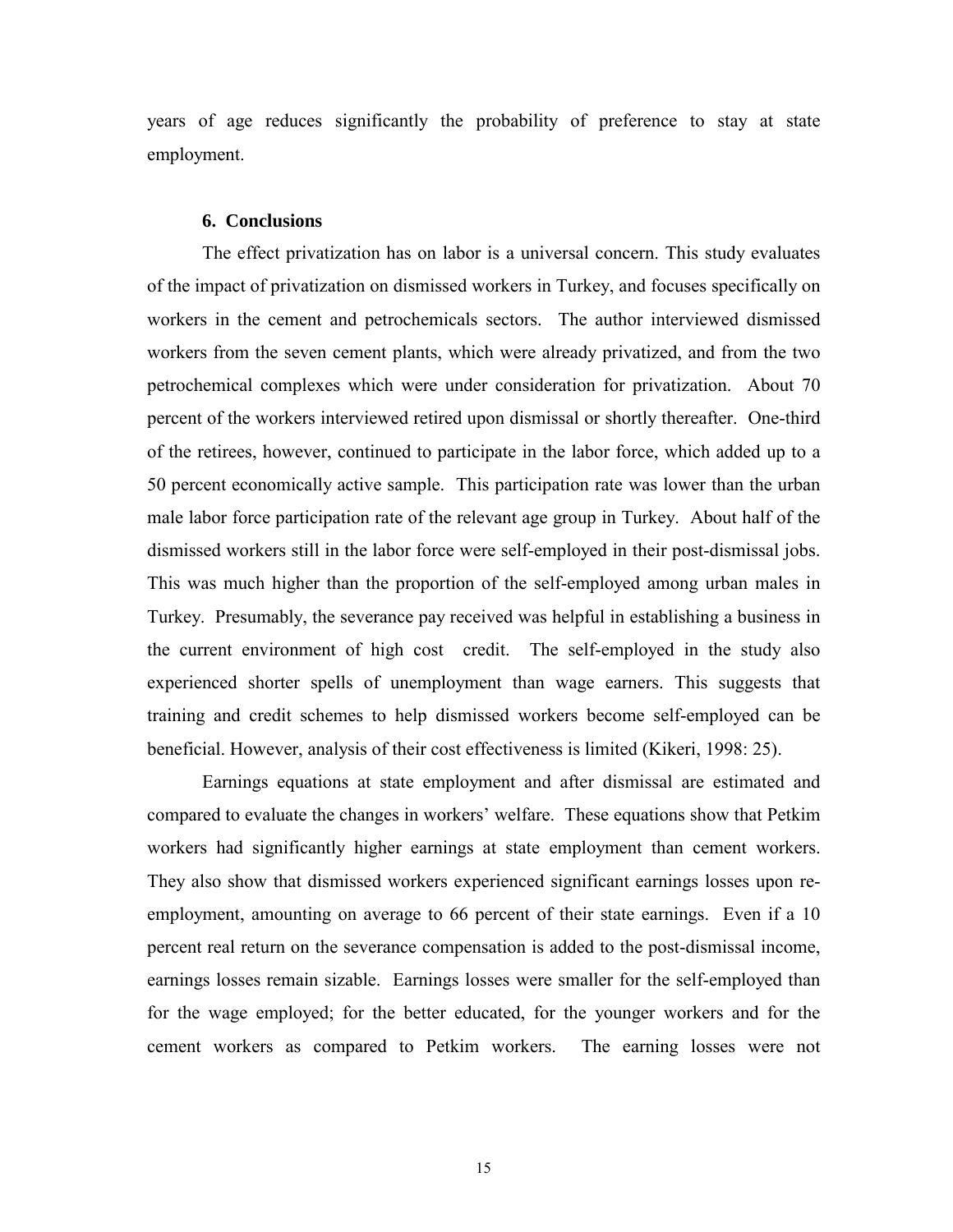years of age reduces significantly the probability of preference to stay at state employment.

## 6. Conclusions

The effect privatization has on labor is a universal concern. This study evaluates of the impact of privatization on dismissed workers in Turkey, and focuses specifically on workers in the cement and petrochemicals sectors. The author interviewed dismissed workers from the seven cement plants, which were already privatized, and from the two petrochemical complexes which were under consideration for privatization. About 70 percent of the workers interviewed retired upon dismissal or shortly thereafter. One-third of the retirees, however, continued to participate in the labor force, which added up to a 50 percent economically active sample. This participation rate was lower than the urban male labor force participation rate of the relevant age group in Turkey. About half of the dismissed workers still in the labor force were self-employed in their post-dismissal jobs. This was much higher than the proportion of the self-employed among urban males in Turkey. Presumably, the severance pay received was helpful in establishing a business in the current environment of high cost credit. The self-employed in the study also experienced shorter spells of unemployment than wage earners. This suggests that training and credit schemes to help dismissed workers become self-employed can be beneficial. However, analysis of their cost effectiveness is limited (Kikeri, 1998: 25).

Earnings equations at state employment and after dismissal are estimated and compared to evaluate the changes in workers' welfare. These equations show that Petkim workers had significantly higher earnings at state employment than cement workers. They also show that dismissed workers experienced significant earnings losses upon re-employment, amounting on average to 66 percent of their state earnings. Even if a 10 percent real return on the severance compensation is added to the post-dismissal income, earnings losses remain sizable. Earnings losses were smaller for the self-employed than for the wage employed; for the better educated, for the younger workers and for the cement workers as compared to Petkim workers. The earning losses were not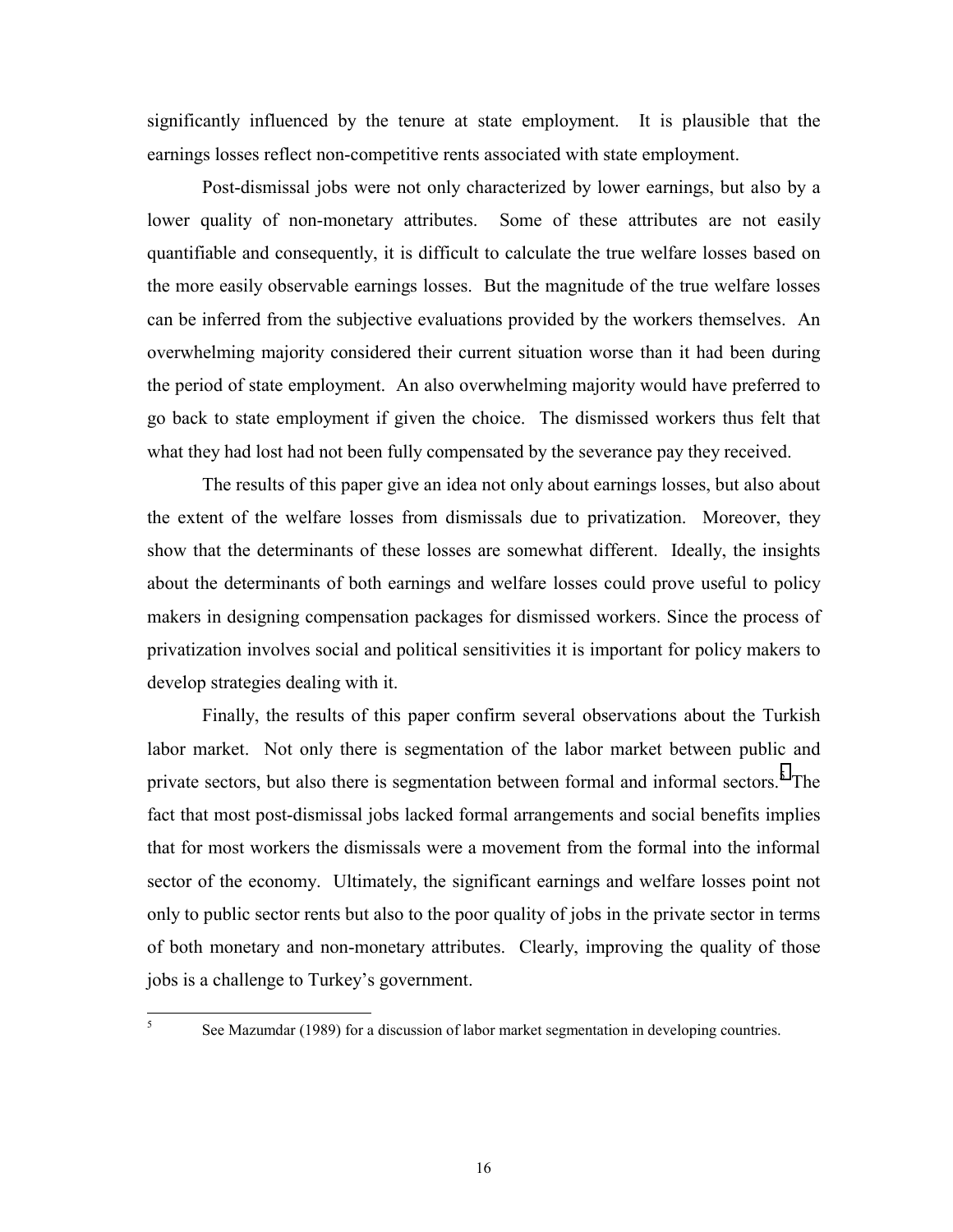significantly influenced by the tenure at state employment. It is plausible that the earnings losses reflect non-competitive rents associated with state employment.

Post-dismissal jobs were not only characterized by lower earnings, but also by a lower quality of non-monetary attributes. Some of these attributes are not easily quantifiable and consequently, it is difficult to calculate the true welfare losses based on the more easily observable earnings losses. But the magnitude of the true welfare losses can be inferred from the subjective evaluations provided by the workers themselves. An overwhelming majority considered their current situation worse than it had been during the period of state employment. An also overwhelming majority would have preferred to go back to state employment if given the choice. The dismissed workers thus felt that what they had lost had not been fully compensated by the severance pay they received.

The results of this paper give an idea not only about earnings losses, but also about the extent of the welfare losses from dismissals due to privatization. Moreover, they show that the determinants of these losses are somewhat different. Ideally, the insights about the determinants of both earnings and welfare losses could prove useful to policy makers in designing compensation packages for dismissed workers. Since the process of privatization involves social and political sensitivities it is important for policy makers to develop strategies dealing with it.

Finally, the results of this paper confirm several observations about the Turkish labor market. Not only there is segmentation of the labor market between public and private sectors, but also there is segmentation between formal and informal sectors.[5] The fact that most post-dismissal jobs lacked formal arrangements and social benefits implies that for most workers the dismissals were a movement from the formal into the informal sector of the economy. Ultimately, the significant earnings and welfare losses point not only to public sector rents but also to the poor quality of jobs in the private sector in terms of both monetary and non-monetary attributes. Clearly, improving the quality of those jobs is a challenge to Turkey's government.

[5] See Mazumdar (1989) for a discussion of labor market segmentation in developing countries.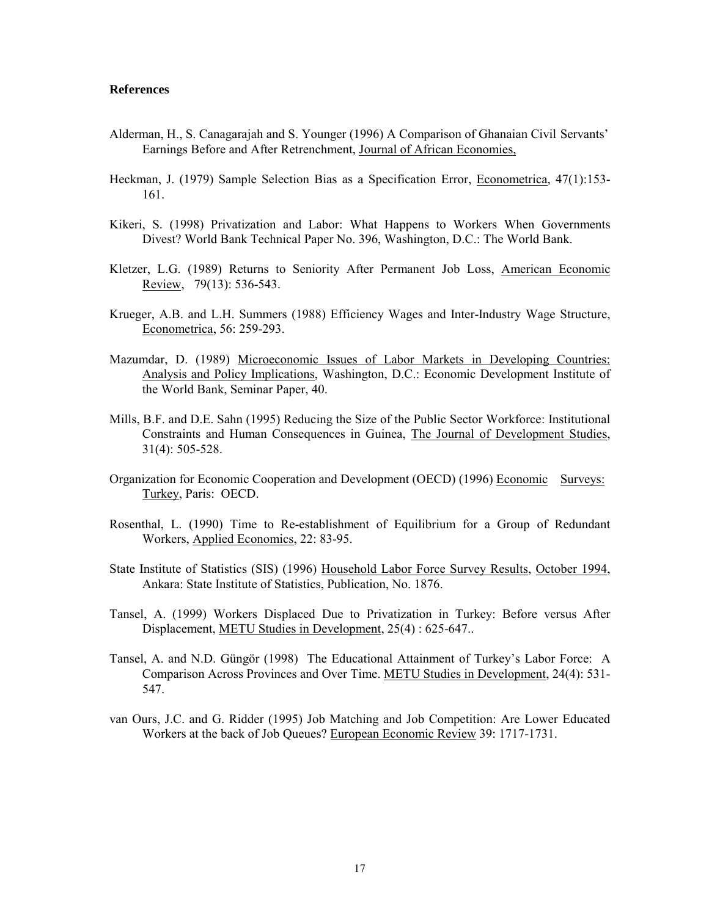**References**

Alderman, H., S. Canagarajah and S. Younger (1996) A Comparison of Ghanaian Civil Servants' Earnings Before and After Retrenchment, Journal of African Economies,

Heckman, J. (1979) Sample Selection Bias as a Specification Error, Econometrica, 47(1):153-161.

Kikeri, S. (1998) Privatization and Labor: What Happens to Workers When Governments Divest? World Bank Technical Paper No. 396, Washington, D.C.: The World Bank.

Kletzer, L.G. (1989) Returns to Seniority After Permanent Job Loss, American Economic Review, 79(13): 536-543.

Krueger, A.B. and L.H. Summers (1988) Efficiency Wages and Inter-Industry Wage Structure, Econometrica, 56: 259-293.

Mazumdar, D. (1989) Microeconomic Issues of Labor Markets in Developing Countries: Analysis and Policy Implications, Washington, D.C.: Economic Development Institute of the World Bank, Seminar Paper, 40.

Mills, B.F. and D.E. Sahn (1995) Reducing the Size of the Public Sector Workforce: Institutional Constraints and Human Consequences in Guinea, The Journal of Development Studies, 31(4): 505-528.

Organization for Economic Cooperation and Development (OECD) (1996) Economic Surveys: Turkey, Paris: OECD.

Rosenthal, L. (1990) Time to Re-establishment of Equilibrium for a Group of Redundant Workers, Applied Economics, 22: 83-95.

State Institute of Statistics (SIS) (1996) Household Labor Force Survey Results, October 1994, Ankara: State Institute of Statistics, Publication, No. 1876.

Tansel, A. (1999) Workers Displaced Due to Privatization in Turkey: Before versus After Displacement, METU Studies in Development, 25(4) : 625-647..

Tansel, A. and N.D. Güngör (1998) The Educational Attainment of Turkey's Labor Force: A Comparison Across Provinces and Over Time. METU Studies in Development, 24(4): 531-547.

van Ours, J.C. and G. Ridder (1995) Job Matching and Job Competition: Are Lower Educated Workers at the back of Job Queues? European Economic Review 39: 1717-1731.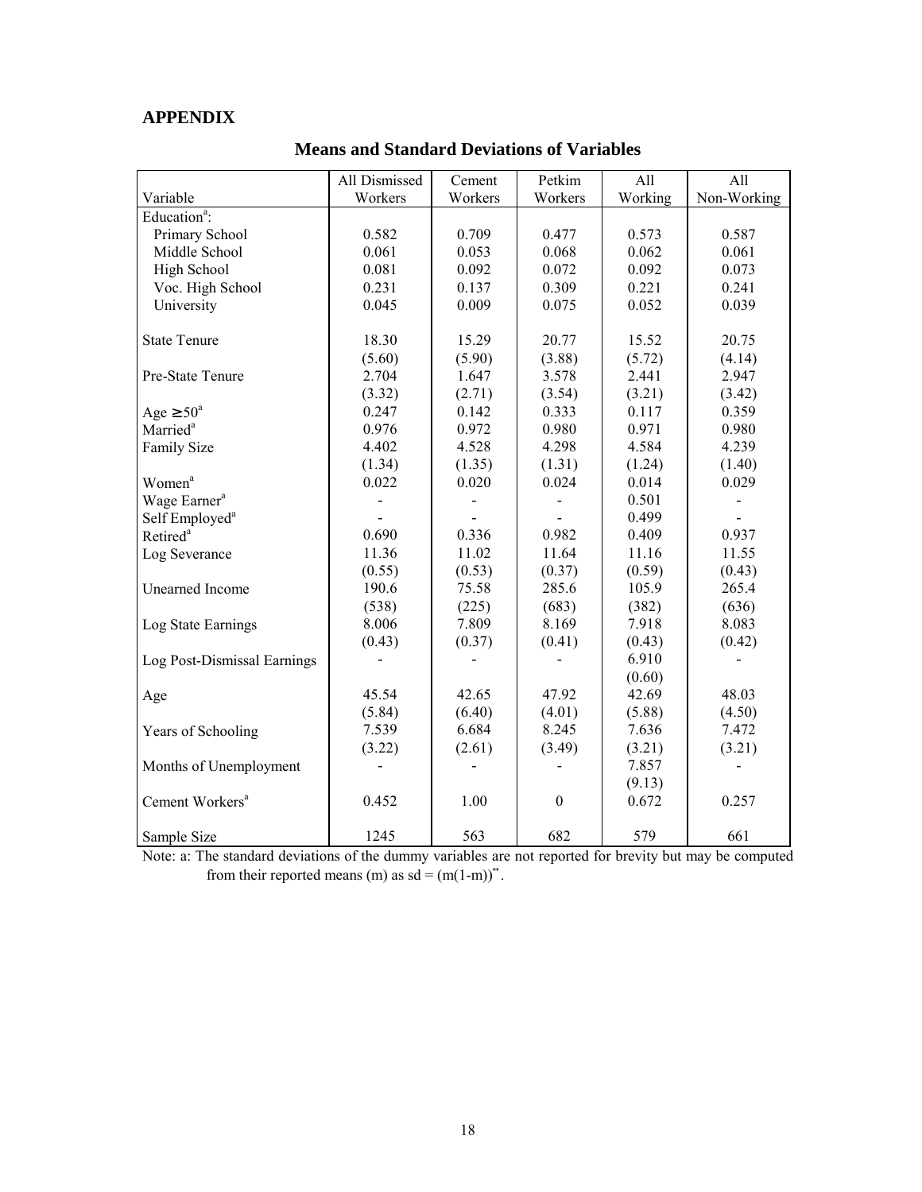## APPENDIX

### Means and Standard Deviations of Variables

| Variable | All Dismissed Workers | Cement Workers | Petkim Workers | All Working | All Non-Working |
|---|---|---|---|---|---|
| Education[a]: | | | | | |
| Primary School | 0.582 | 0.709 | 0.477 | 0.573 | 0.587 |
| Middle School | 0.061 | 0.053 | 0.068 | 0.062 | 0.061 |
| High School | 0.081 | 0.092 | 0.072 | 0.092 | 0.073 |
| Voc. High School | 0.231 | 0.137 | 0.309 | 0.221 | 0.241 |
| University | 0.045 | 0.009 | 0.075 | 0.052 | 0.039 |
| State Tenure | 18.30 | 15.29 | 20.77 | 15.52 | 20.75 |
| | (5.60) | (5.90) | (3.88) | (5.72) | (4.14) |
| Pre-State Tenure | 2.704 | 1.647 | 3.578 | 2.441 | 2.947 |
| | (3.32) | (2.71) | (3.54) | (3.21) | (3.42) |
| Age ≥ 50[a] | 0.247 | 0.142 | 0.333 | 0.117 | 0.359 |
| Married[a] | 0.976 | 0.972 | 0.980 | 0.971 | 0.980 |
| Family Size | 4.402 | 4.528 | 4.298 | 4.584 | 4.239 |
| | (1.34) | (1.35) | (1.31) | (1.24) | (1.40) |
| Women[a] | 0.022 | 0.020 | 0.024 | 0.014 | 0.029 |
| Wage Earner[a] | - | - | - | 0.501 | - |
| Self Employed[a] | - | - | - | 0.499 | - |
| Retired[a] | 0.690 | 0.336 | 0.982 | 0.409 | 0.937 |
| Log Severance | 11.36 | 11.02 | 11.64 | 11.16 | 11.55 |
| | (0.55) | (0.53) | (0.37) | (0.59) | (0.43) |
| Unearned Income | 190.6 | 75.58 | 285.6 | 105.9 | 265.4 |
| | (538) | (225) | (683) | (382) | (636) |
| Log State Earnings | 8.006 | 7.809 | 8.169 | 7.918 | 8.083 |
| | (0.43) | (0.37) | (0.41) | (0.43) | (0.42) |
| Log Post-Dismissal Earnings | - | - | - | 6.910 | - |
| | | | | (0.60) | |
| Age | 45.54 | 42.65 | 47.92 | 42.69 | 48.03 |
| | (5.84) | (6.40) | (4.01) | (5.88) | (4.50) |
| Years of Schooling | 7.539 | 6.684 | 8.245 | 7.636 | 7.472 |
| | (3.22) | (2.61) | (3.49) | (3.21) | (3.21) |
| Months of Unemployment | - | - | - | 7.857 | - |
| | | | | (9.13) | |
| Cement Workers[a] | 0.452 | 1.00 | 0 | 0.672 | 0.257 |
| Sample Size | 1245 | 563 | 682 | 579 | 661 |

Note: a: The standard deviations of the dummy variables are not reported for brevity but may be computed from their reported means (m) as sd = $(m(1-m))^{**}$.